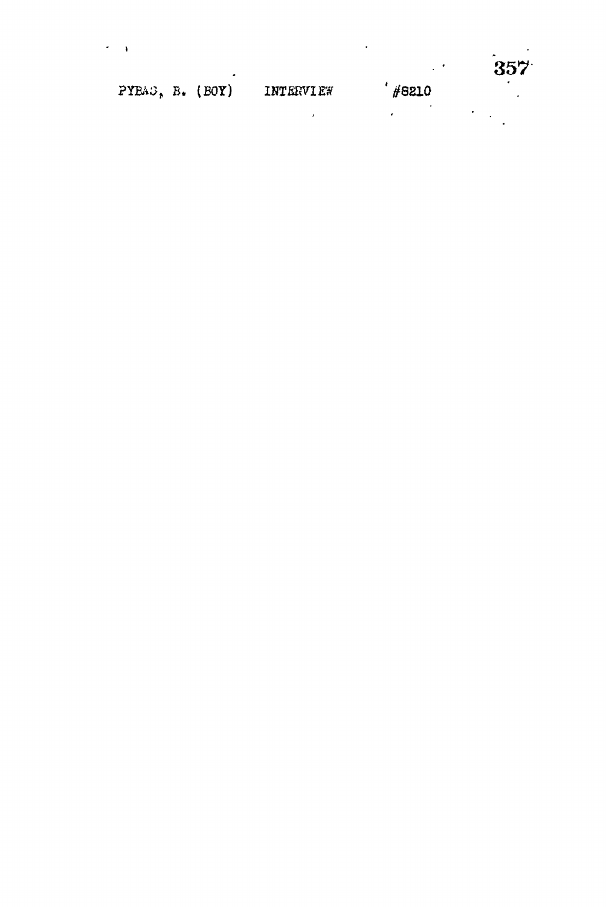PYBAS, B. (BOY)    INTERVIEW    #8210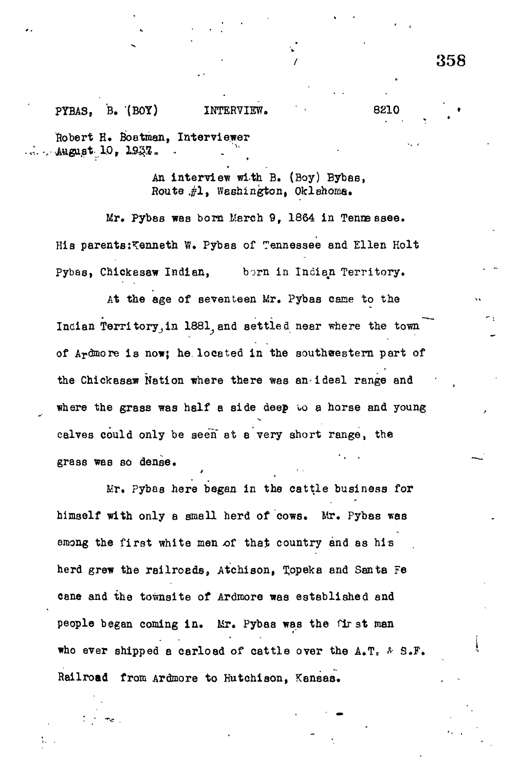PYBAS, B. (BOY) INTERVIEW. 8210

Robert H. Boatman, Interviewer
August 10, 1937.

An interview with B. (Boy) Bybas,
Route #1, Washington, Oklahoma.

Mr. Pybas was born March 9, 1864 in Tennessee. His parents: Kenneth W. Pybas of Tennessee and Ellen Holt Pybas, Chickasaw Indian, born in Indian Territory.

At the age of seventeen Mr. Pybas came to the Indian Territory, in 1881, and settled near where the town of Ardmore is now; he located in the southwestern part of the Chickasaw Nation where there was an ideal range and where the grass was half a side deep to a horse and young calves could only be seen at a very short range, the grass was so dense.

Mr. Pybas here began in the cattle business for himself with only a small herd of cows. Mr. Pybas was among the first white men of that country and as his herd grew the railroads, Atchison, Topeka and Santa Fe came and the townsite of Ardmore was established and people began coming in. Mr. Pybas was the first man who ever shipped a carload of cattle over the A.T. & S.F. Railroad from Ardmore to Hutchison, Kansas.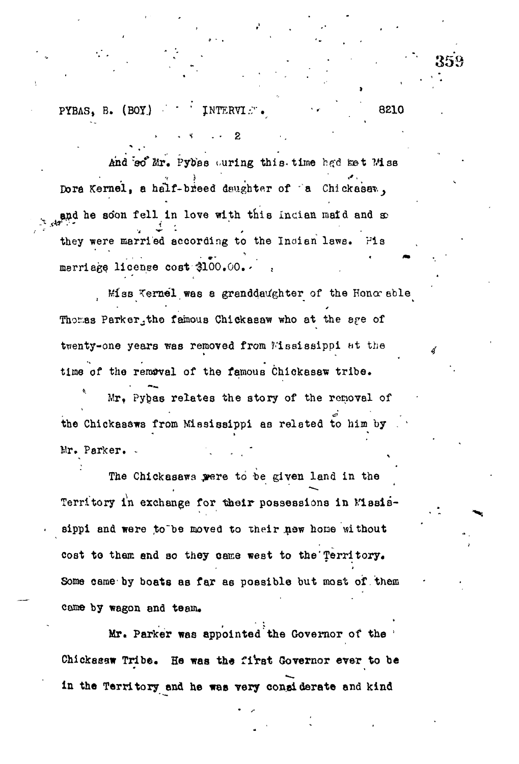And so Mr. Pybas during this time had met Miss Dora Kernel, a half-breed daughter of a Chickasaw, and he soon fell in love with this Indian maid and so they were married according to the Indian laws. His marriage license cost $100.00.

Miss Kernel was a granddaughter of the Honorable Thomas Parker, the famous Chickasaw who at the age of twenty-one years was removed from Mississippi at the time of the removal of the famous Chickasaw tribe.

Mr. Pybas relates the story of the removal of the Chickasaws from Mississippi as related to him by Mr. Parker.

The Chickasaws were to be given land in the Territory in exchange for their possessions in Mississippi and were to be moved to their new home without cost to them and so they came west to the Territory. Some came by boats as far as possible but most of them came by wagon and team.

Mr. Parker was appointed the Governor of the Chickasaw Tribe. He was the first Governor ever to be in the Territory and he was very considerate and kind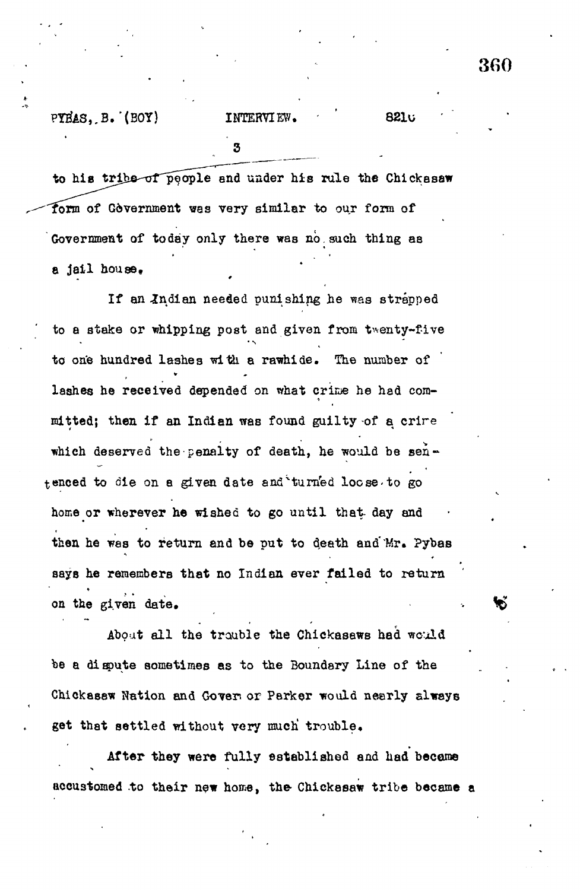to his tribe of people and under his rule the Chickasaw form of Government was very similar to our form of Government of today only there was no such thing as a jail house.

If an Indian needed punishing he was strapped to a stake or whipping post and given from twenty-five to one hundred lashes with a rawhide. The number of lashes he received depended on what crime he had committed; then if an Indian was found guilty of a crime which deserved the penalty of death, he would be sentenced to die on a given date and turned loose to go home or wherever he wished to go until that day and then he was to return and be put to death and Mr. Pybas says he remembers that no Indian ever failed to return on the given date.

About all the trouble the Chickasaws had would be a dispute sometimes as to the Boundary Line of the Chickasaw Nation and Governor Parker would nearly always get that settled without very much trouble.

After they were fully established and had become accustomed to their new home, the Chickasaw tribe became a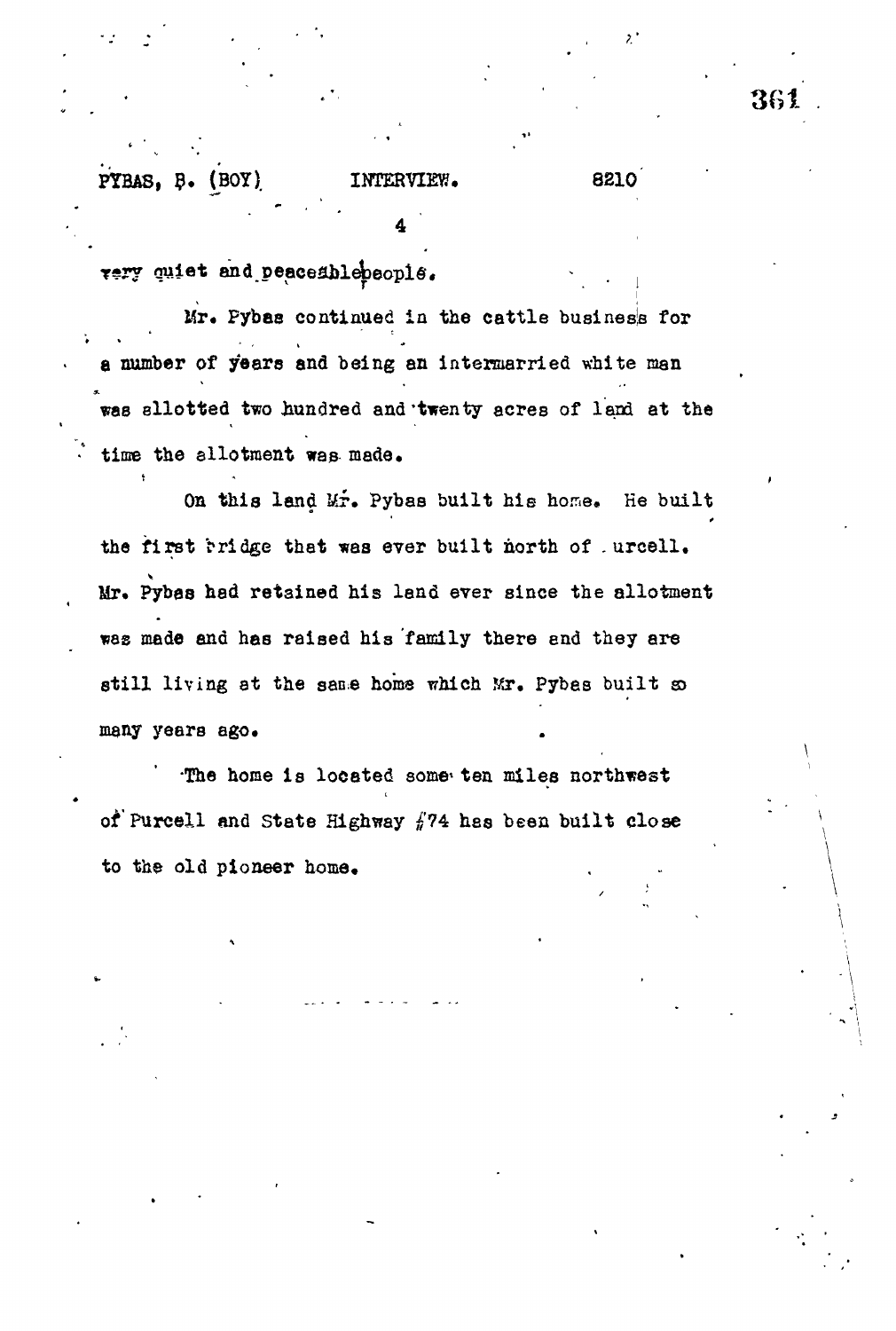very quiet and peaceable people.

Mr. Pybas continued in the cattle business for a number of years and being an intermarried white man was allotted two hundred and twenty acres of land at the time the allotment was made.

On this land Mr. Pybas built his home. He built the first bridge that was ever built north of Purcell. Mr. Pybas had retained his land ever since the allotment was made and has raised his family there and they are still living at the same home which Mr. Pybas built so many years ago.

The home is located some ten miles northwest of Purcell and State Highway #74 has been built close to the old pioneer home.